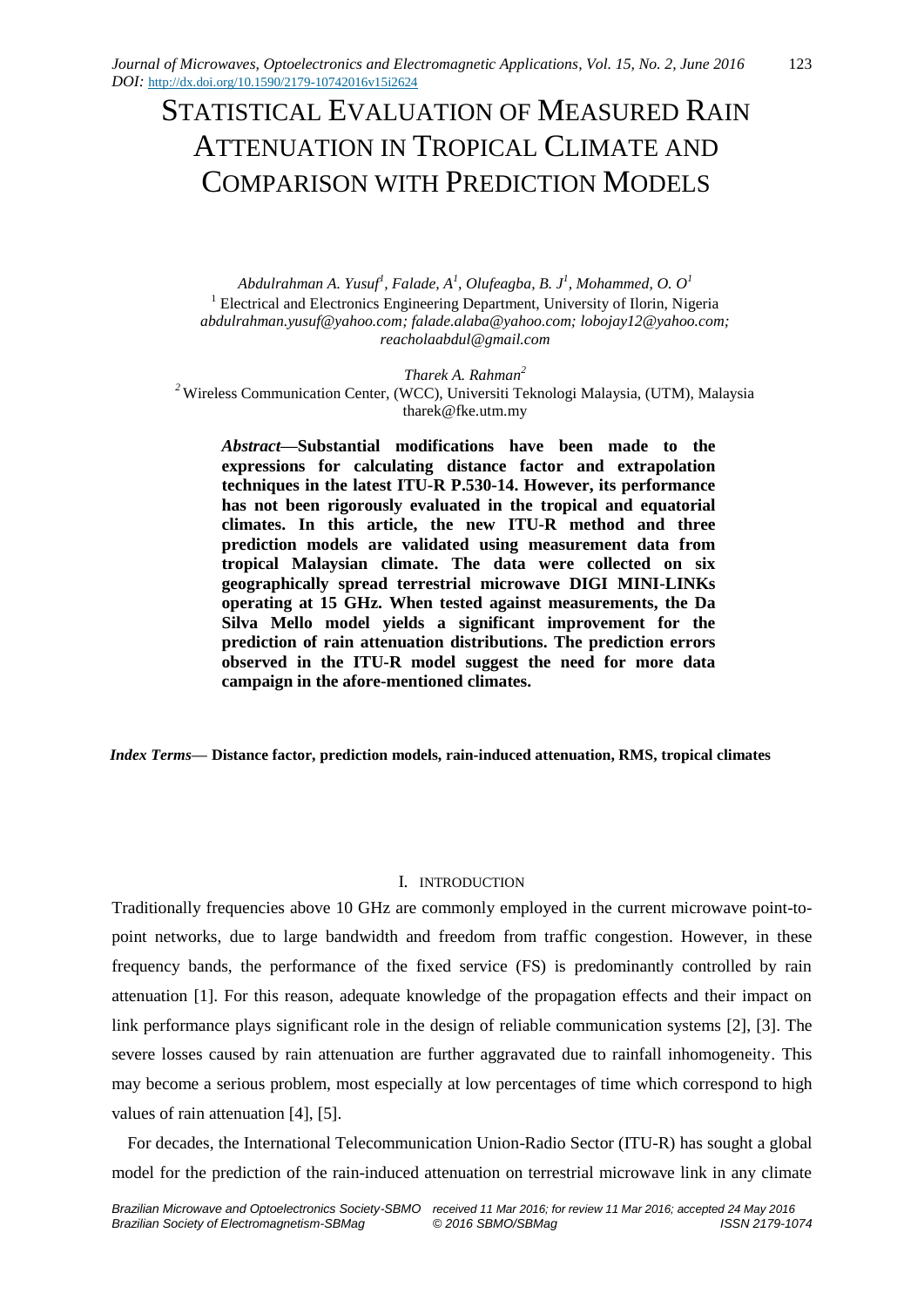# STATISTICAL EVALUATION OF MEASURED RAIN ATTENUATION IN TROPICAL CLIMATE AND COMPARISON WITH PREDICTION MODELS

*Abdulrahman A. Yusuf*[1], *Falade, A*[1], *Olufeagba, B. J*[1], *Mohammed, O. O*[1]

[1] Electrical and Electronics Engineering Department, University of Ilorin, Nigeria

*abdulrahman.yusuf@yahoo.com; falade.alaba@yahoo.com; lobojay12@yahoo.com; reacholaabdul@gmail.com*

*Tharek A. Rahman*[2]

[2] Wireless Communication Center, (WCC), Universiti Teknologi Malaysia, (UTM), Malaysia

tharek@fke.utm.my

***Abstract*—Substantial modifications have been made to the expressions for calculating distance factor and extrapolation techniques in the latest ITU-R P.530-14. However, its performance has not been rigorously evaluated in the tropical and equatorial climates. In this article, the new ITU-R method and three prediction models are validated using measurement data from tropical Malaysian climate. The data were collected on six geographically spread terrestrial microwave DIGI MINI-LINKs operating at 15 GHz. When tested against measurements, the Da Silva Mello model yields a significant improvement for the prediction of rain attenuation distributions. The prediction errors observed in the ITU-R model suggest the need for more data campaign in the afore-mentioned climates.**

***Index Terms*— Distance factor, prediction models, rain-induced attenuation, RMS, tropical climates**

## I. INTRODUCTION

Traditionally frequencies above 10 GHz are commonly employed in the current microwave point-to-point networks, due to large bandwidth and freedom from traffic congestion. However, in these frequency bands, the performance of the fixed service (FS) is predominantly controlled by rain attenuation [1]. For this reason, adequate knowledge of the propagation effects and their impact on link performance plays significant role in the design of reliable communication systems [2], [3]. The severe losses caused by rain attenuation are further aggravated due to rainfall inhomogeneity. This may become a serious problem, most especially at low percentages of time which correspond to high values of rain attenuation [4], [5].

For decades, the International Telecommunication Union-Radio Sector (ITU-R) has sought a global model for the prediction of the rain-induced attenuation on terrestrial microwave link in any climate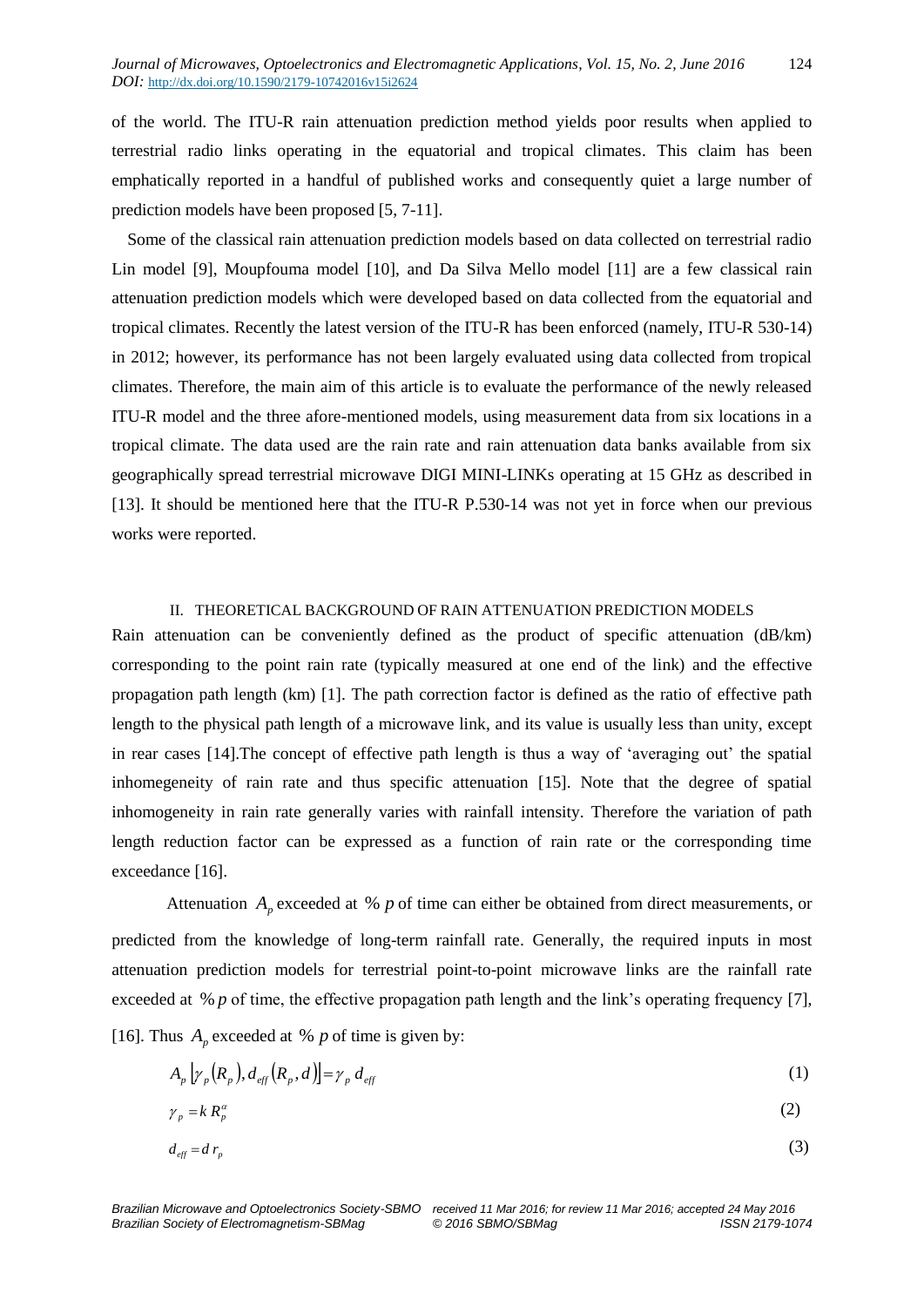of the world. The ITU-R rain attenuation prediction method yields poor results when applied to terrestrial radio links operating in the equatorial and tropical climates. This claim has been emphatically reported in a handful of published works and consequently quiet a large number of prediction models have been proposed [5, 7-11].

Some of the classical rain attenuation prediction models based on data collected on terrestrial radio Lin model [9], Moupfouma model [10], and Da Silva Mello model [11] are a few classical rain attenuation prediction models which were developed based on data collected from the equatorial and tropical climates. Recently the latest version of the ITU-R has been enforced (namely, ITU-R 530-14) in 2012; however, its performance has not been largely evaluated using data collected from tropical climates. Therefore, the main aim of this article is to evaluate the performance of the newly released ITU-R model and the three afore-mentioned models, using measurement data from six locations in a tropical climate. The data used are the rain rate and rain attenuation data banks available from six geographically spread terrestrial microwave DIGI MINI-LINKs operating at 15 GHz as described in [13]. It should be mentioned here that the ITU-R P.530-14 was not yet in force when our previous works were reported.

## II. THEORETICAL BACKGROUND OF RAIN ATTENUATION PREDICTION MODELS

Rain attenuation can be conveniently defined as the product of specific attenuation (dB/km) corresponding to the point rain rate (typically measured at one end of the link) and the effective propagation path length (km) [1]. The path correction factor is defined as the ratio of effective path length to the physical path length of a microwave link, and its value is usually less than unity, except in rear cases [14].The concept of effective path length is thus a way of 'averaging out' the spatial inhomegeneity of rain rate and thus specific attenuation [15]. Note that the degree of spatial inhomogeneity in rain rate generally varies with rainfall intensity. Therefore the variation of path length reduction factor can be expressed as a function of rain rate or the corresponding time exceedance [16].

Attenuation $A_p$ exceeded at $\%\,p$ of time can either be obtained from direct measurements, or predicted from the knowledge of long-term rainfall rate. Generally, the required inputs in most attenuation prediction models for terrestrial point-to-point microwave links are the rainfall rate exceeded at $\%\,p$ of time, the effective propagation path length and the link's operating frequency [7], [16]. Thus $A_p$ exceeded at $\%\,p$ of time is given by:

$$A_p\left[\gamma_p\left(R_p\right), d_{eff}\left(R_p, d\right)\right] = \gamma_p\, d_{eff} \tag{1}$$

$$\gamma_p = k\, R_p^{\alpha} \tag{2}$$

$$d_{eff} = d\, r_p \tag{3}$$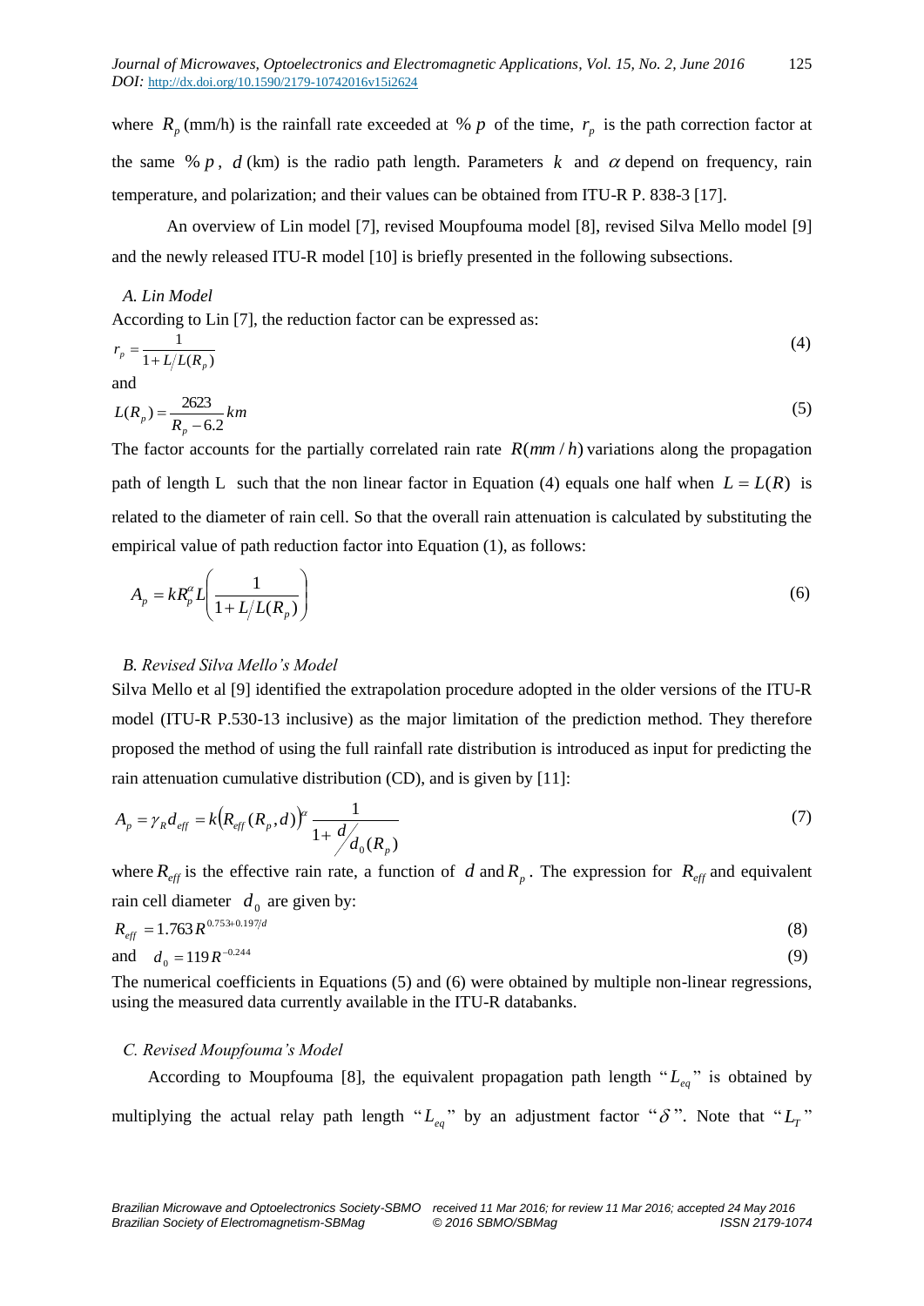where $R_p$ (mm/h) is the rainfall rate exceeded at $\% \, p$ of the time, $r_p$ is the path correction factor at the same $\% \, p$, $d$ (km) is the radio path length. Parameters $k$ and $\alpha$ depend on frequency, rain temperature, and polarization; and their values can be obtained from ITU-R P. 838-3 [17].

An overview of Lin model [7], revised Moupfouma model [8], revised Silva Mello model [9] and the newly released ITU-R model [10] is briefly presented in the following subsections.

### *A. Lin Model*

According to Lin [7], the reduction factor can be expressed as:

$$r_p = \frac{1}{1 + L/L(R_p)} \tag{4}$$

and

$$L(R_p) = \frac{2623}{R_p - 6.2} \, km \tag{5}$$

The factor accounts for the partially correlated rain rate $R(mm/h)$ variations along the propagation path of length L such that the non linear factor in Equation (4) equals one half when $L = L(R)$ is related to the diameter of rain cell. So that the overall rain attenuation is calculated by substituting the empirical value of path reduction factor into Equation (1), as follows:

$$A_p = kR_p^{\alpha} L \left( \frac{1}{1 + L/L(R_p)} \right) \tag{6}$$

### *B. Revised Silva Mello's Model*

Silva Mello et al [9] identified the extrapolation procedure adopted in the older versions of the ITU-R model (ITU-R P.530-13 inclusive) as the major limitation of the prediction method. They therefore proposed the method of using the full rainfall rate distribution is introduced as input for predicting the rain attenuation cumulative distribution (CD), and is given by [11]:

$$A_p = \gamma_R d_{eff} = k \left( R_{eff}(R_p, d) \right)^{\alpha} \frac{1}{1 + d/d_0(R_p)} \tag{7}$$

where $R_{eff}$ is the effective rain rate, a function of $d$ and $R_p$. The expression for $R_{eff}$ and equivalent rain cell diameter $d_0$ are given by:

$$R_{eff} = 1.763 \, R^{0.753 + 0.197/d} \tag{8}$$

and $\quad d_0 = 119 \, R^{-0.244}$ (9)

The numerical coefficients in Equations (5) and (6) were obtained by multiple non-linear regressions, using the measured data currently available in the ITU-R databanks.

### *C. Revised Moupfouma's Model*

According to Moupfouma [8], the equivalent propagation path length "$L_{eq}$" is obtained by multiplying the actual relay path length "$L_{eq}$" by an adjustment factor "$\delta$". Note that "$L_T$"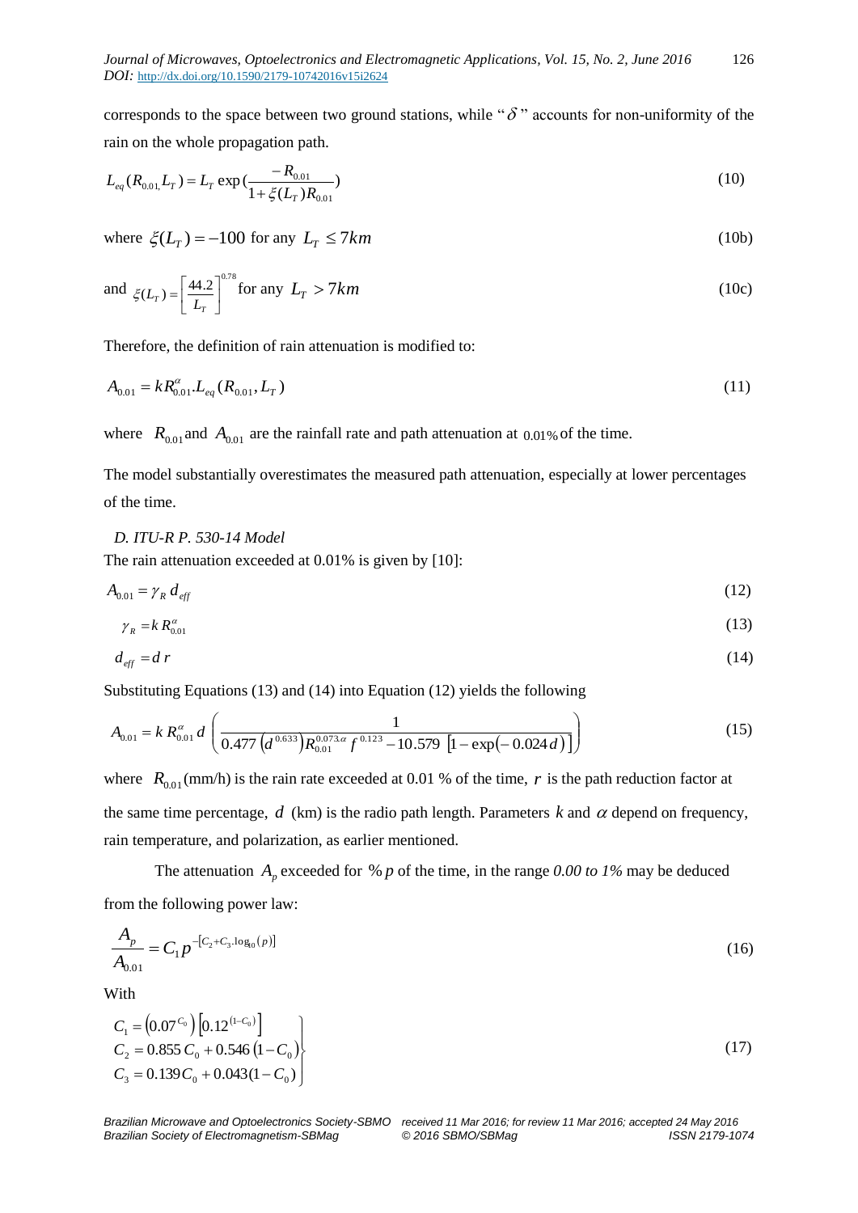corresponds to the space between two ground stations, while "$\delta$" accounts for non-uniformity of the rain on the whole propagation path.

$$L_{eq}(R_{0.01,}L_T) = L_T \exp\left(\frac{-R_{0.01}}{1+\xi(L_T)R_{0.01}}\right) \tag{10}$$

where $\xi(L_T) = -100$ for any $L_T \leq 7km$ (10b)

and $\xi(L_T) = \left[\frac{44.2}{L_T}\right]^{0.78}$ for any $L_T > 7km$ (10c)

Therefore, the definition of rain attenuation is modified to:

$$A_{0.01} = kR_{0.01}^{\alpha}.L_{eq}(R_{0.01}, L_T) \tag{11}$$

where $R_{0.01}$ and $A_{0.01}$ are the rainfall rate and path attenuation at $0.01\%$ of the time.

The model substantially overestimates the measured path attenuation, especially at lower percentages of the time.

### *D. ITU-R P. 530-14 Model*

The rain attenuation exceeded at 0.01% is given by [10]:

$$A_{0.01} = \gamma_R \, d_{eff} \tag{12}$$

$$\gamma_R = k \, R_{0.01}^{\alpha} \tag{13}$$

$$d_{eff} = d \, r \tag{14}$$

Substituting Equations (13) and (14) into Equation (12) yields the following

$$A_{0.01} = k \, R_{0.01}^{\alpha} \, d \left( \frac{1}{0.477 \left(d^{0.633}\right) R_{0.01}^{0.073.\alpha} \, f^{\,0.123} - 10.579 \, \left[1 - \exp(-0.024 \, d)\right]} \right) \tag{15}$$

where $R_{0.01}$(mm/h) is the rain rate exceeded at 0.01 % of the time, $r$ is the path reduction factor at the same time percentage, $d$ (km) is the radio path length. Parameters $k$ and $\alpha$ depend on frequency, rain temperature, and polarization, as earlier mentioned.

The attenuation $A_p$ exceeded for $\% p$ of the time, in the range *0.00 to 1%* may be deduced from the following power law:

$$\frac{A_p}{A_{0.01}} = C_1 p^{-[C_2 + C_3 . \log_{10}(p)]} \tag{16}$$

With

$$\left.\begin{aligned} C_1 &= \left(0.07^{C_0}\right)\left[0.12^{(1-C_0)}\right] \\ C_2 &= 0.855 \, C_0 + 0.546 \, (1 - C_0) \\ C_3 &= 0.139 C_0 + 0.043(1 - C_0) \end{aligned}\right\} \tag{17}$$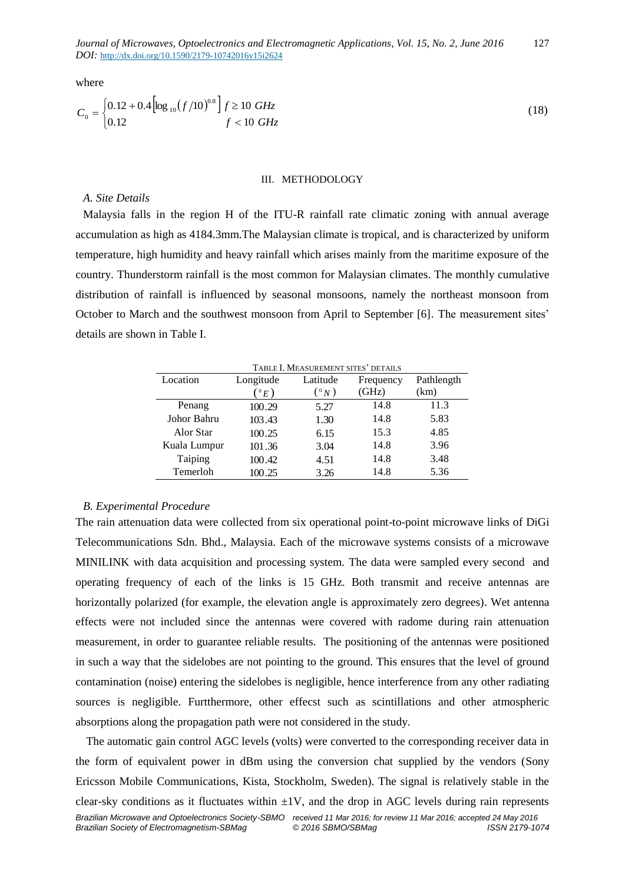where

$$C_0 = \begin{cases} 0.12 + 0.4\left[\log_{10}(f/10)^{0.8}\right] & f \geq 10\ GHz \\ 0.12 & f < 10\ GHz \end{cases} \tag{18}$$

## III. METHODOLOGY

### *A. Site Details*

Malaysia falls in the region H of the ITU-R rainfall rate climatic zoning with annual average accumulation as high as 4184.3mm.The Malaysian climate is tropical, and is characterized by uniform temperature, high humidity and heavy rainfall which arises mainly from the maritime exposure of the country. Thunderstorm rainfall is the most common for Malaysian climates. The monthly cumulative distribution of rainfall is influenced by seasonal monsoons, namely the northeast monsoon from October to March and the southwest monsoon from April to September [6]. The measurement sites' details are shown in Table I.

TABLE I. MEASUREMENT SITES' DETAILS

| Location | Longitude ($^{o}E$) | Latitude ($^{o}N$) | Frequency (GHz) | Pathlength (km) |
|---|---|---|---|---|
| Penang | 100.29 | 5.27 | 14.8 | 11.3 |
| Johor Bahru | 103.43 | 1.30 | 14.8 | 5.83 |
| Alor Star | 100.25 | 6.15 | 15.3 | 4.85 |
| Kuala Lumpur | 101.36 | 3.04 | 14.8 | 3.96 |
| Taiping | 100.42 | 4.51 | 14.8 | 3.48 |
| Temerloh | 100.25 | 3.26 | 14.8 | 5.36 |

### *B. Experimental Procedure*

The rain attenuation data were collected from six operational point-to-point microwave links of DiGi Telecommunications Sdn. Bhd., Malaysia. Each of the microwave systems consists of a microwave MINILINK with data acquisition and processing system. The data were sampled every second and operating frequency of each of the links is 15 GHz. Both transmit and receive antennas are horizontally polarized (for example, the elevation angle is approximately zero degrees). Wet antenna effects were not included since the antennas were covered with radome during rain attenuation measurement, in order to guarantee reliable results. The positioning of the antennas were positioned in such a way that the sidelobes are not pointing to the ground. This ensures that the level of ground contamination (noise) entering the sidelobes is negligible, hence interference from any other radiating sources is negligible. Furtthermore, other effecst such as scintillations and other atmospheric absorptions along the propagation path were not considered in the study.

The automatic gain control AGC levels (volts) were converted to the corresponding receiver data in the form of equivalent power in dBm using the conversion chat supplied by the vendors (Sony Ericsson Mobile Communications, Kista, Stockholm, Sweden). The signal is relatively stable in the clear-sky conditions as it fluctuates within ±1V, and the drop in AGC levels during rain represents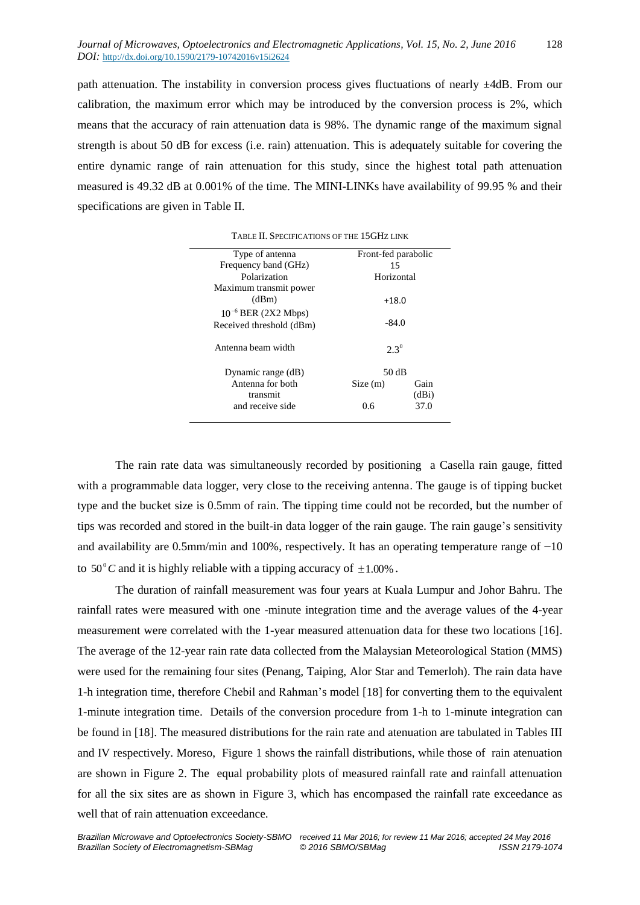path attenuation. The instability in conversion process gives fluctuations of nearly ±4dB. From our calibration, the maximum error which may be introduced by the conversion process is 2%, which means that the accuracy of rain attenuation data is 98%. The dynamic range of the maximum signal strength is about 50 dB for excess (i.e. rain) attenuation. This is adequately suitable for covering the entire dynamic range of rain attenuation for this study, since the highest total path attenuation measured is 49.32 dB at 0.001% of the time. The MINI-LINKs have availability of 99.95 % and their specifications are given in Table II.

TABLE II. SPECIFICATIONS OF THE 15GHZ LINK

| | | |
|---|---|---|
| Type of antenna | Front-fed parabolic | |
| Frequency band (GHz) | 15 | |
| Polarization | Horizontal | |
| Maximum transmit power (dBm) | +18.0 | |
| $10^{-6}$ BER (2X2 Mbps) Received threshold (dBm) | -84.0 | |
| Antenna beam width | $2.3^0$ | |
| Dynamic range (dB) | 50 dB | |
| Antenna for both transmit and receive side | Size (m) | Gain (dBi) |
| | 0.6 | 37.0 |

The rain rate data was simultaneously recorded by positioning a Casella rain gauge, fitted with a programmable data logger, very close to the receiving antenna. The gauge is of tipping bucket type and the bucket size is 0.5mm of rain. The tipping time could not be recorded, but the number of tips was recorded and stored in the built-in data logger of the rain gauge. The rain gauge's sensitivity and availability are 0.5mm/min and 100%, respectively. It has an operating temperature range of −10 to $50^0 C$ and it is highly reliable with a tipping accuracy of $\pm 1.00\%$.

The duration of rainfall measurement was four years at Kuala Lumpur and Johor Bahru. The rainfall rates were measured with one -minute integration time and the average values of the 4-year measurement were correlated with the 1-year measured attenuation data for these two locations [16]. The average of the 12-year rain rate data collected from the Malaysian Meteorological Station (MMS) were used for the remaining four sites (Penang, Taiping, Alor Star and Temerloh). The rain data have 1-h integration time, therefore Chebil and Rahman's model [18] for converting them to the equivalent 1-minute integration time. Details of the conversion procedure from 1-h to 1-minute integration can be found in [18]. The measured distributions for the rain rate and atenuation are tabulated in Tables III and IV respectively. Moreso, Figure 1 shows the rainfall distributions, while those of rain atenuation are shown in Figure 2. The equal probability plots of measured rainfall rate and rainfall attenuation for all the six sites are as shown in Figure 3, which has encompased the rainfall rate exceedance as well that of rain attenuation exceedance.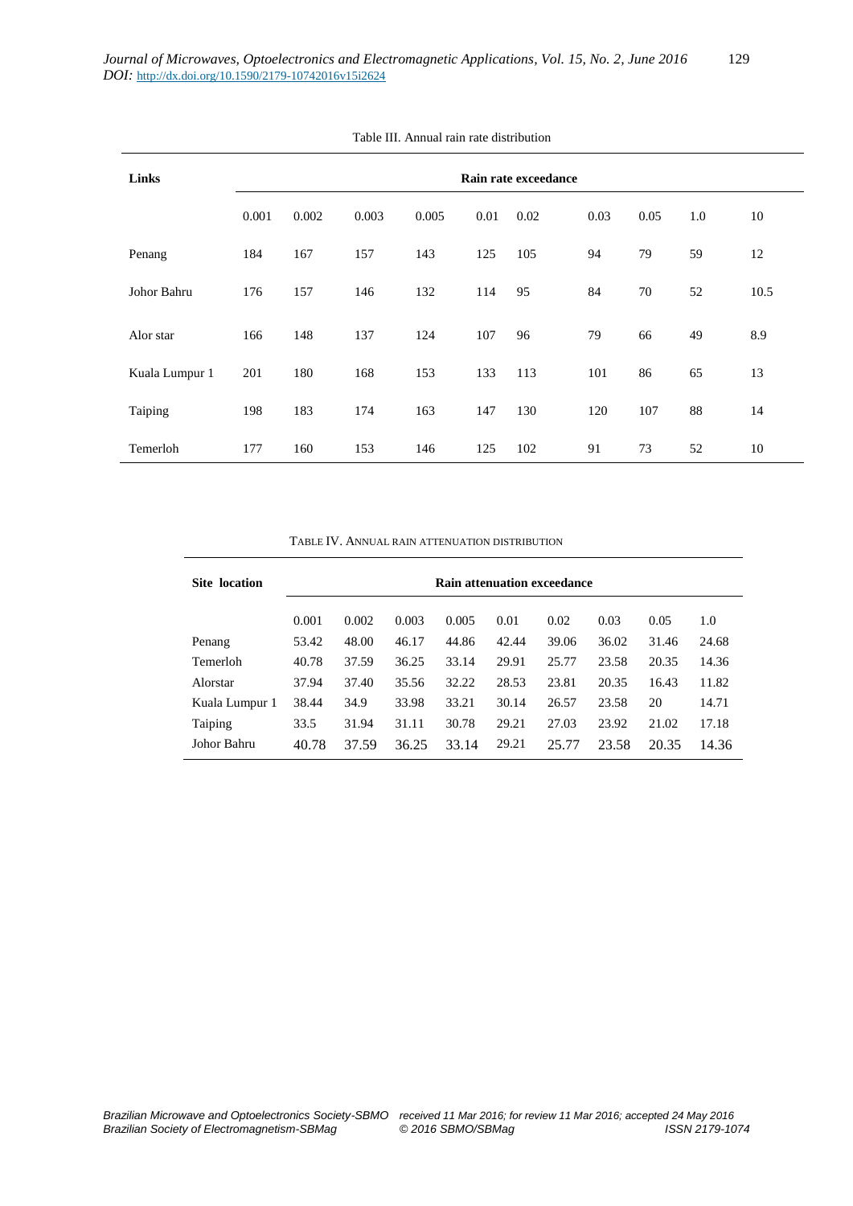Table III. Annual rain rate distribution

| Links | Rain rate exceedance | | | | | | | | | |
|---|---|---|---|---|---|---|---|---|---|---|
| | 0.001 | 0.002 | 0.003 | 0.005 | 0.01 | 0.02 | 0.03 | 0.05 | 1.0 | 10 |
| Penang | 184 | 167 | 157 | 143 | 125 | 105 | 94 | 79 | 59 | 12 |
| Johor Bahru | 176 | 157 | 146 | 132 | 114 | 95 | 84 | 70 | 52 | 10.5 |
| Alor star | 166 | 148 | 137 | 124 | 107 | 96 | 79 | 66 | 49 | 8.9 |
| Kuala Lumpur 1 | 201 | 180 | 168 | 153 | 133 | 113 | 101 | 86 | 65 | 13 |
| Taiping | 198 | 183 | 174 | 163 | 147 | 130 | 120 | 107 | 88 | 14 |
| Temerloh | 177 | 160 | 153 | 146 | 125 | 102 | 91 | 73 | 52 | 10 |

TABLE IV. ANNUAL RAIN ATTENUATION DISTRIBUTION

| Site location | Rain attenuation exceedance | | | | | | | | |
|---|---|---|---|---|---|---|---|---|---|
| | 0.001 | 0.002 | 0.003 | 0.005 | 0.01 | 0.02 | 0.03 | 0.05 | 1.0 |
| Penang | 53.42 | 48.00 | 46.17 | 44.86 | 42.44 | 39.06 | 36.02 | 31.46 | 24.68 |
| Temerloh | 40.78 | 37.59 | 36.25 | 33.14 | 29.91 | 25.77 | 23.58 | 20.35 | 14.36 |
| Alorstar | 37.94 | 37.40 | 35.56 | 32.22 | 28.53 | 23.81 | 20.35 | 16.43 | 11.82 |
| Kuala Lumpur 1 | 38.44 | 34.9 | 33.98 | 33.21 | 30.14 | 26.57 | 23.58 | 20 | 14.71 |
| Taiping | 33.5 | 31.94 | 31.11 | 30.78 | 29.21 | 27.03 | 23.92 | 21.02 | 17.18 |
| Johor Bahru | 40.78 | 37.59 | 36.25 | 33.14 | 29.21 | 25.77 | 23.58 | 20.35 | 14.36 |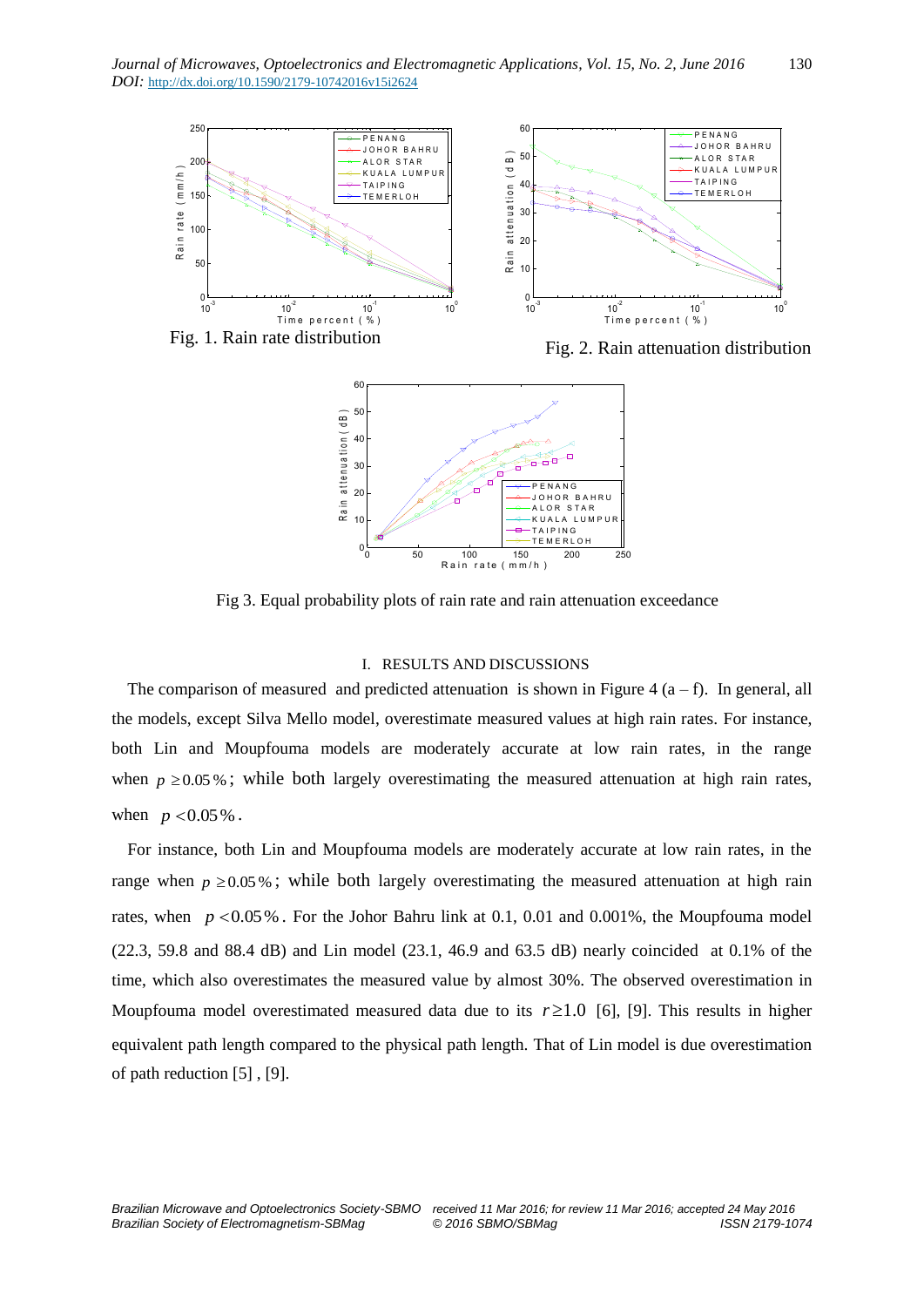Fig. 1. Rain rate distribution

Fig. 2. Rain attenuation distribution

Fig 3. Equal probability plots of rain rate and rain attenuation exceedance

# I. RESULTS AND DISCUSSIONS

The comparison of measured and predicted attenuation is shown in Figure 4 (a – f). In general, all the models, except Silva Mello model, overestimate measured values at high rain rates. For instance, both Lin and Moupfouma models are moderately accurate at low rain rates, in the range when $p \geq 0.05\%$; while both largely overestimating the measured attenuation at high rain rates, when $p < 0.05\%$.

For instance, both Lin and Moupfouma models are moderately accurate at low rain rates, in the range when $p \geq 0.05\%$; while both largely overestimating the measured attenuation at high rain rates, when $p < 0.05\%$. For the Johor Bahru link at 0.1, 0.01 and 0.001%, the Moupfouma model (22.3, 59.8 and 88.4 dB) and Lin model (23.1, 46.9 and 63.5 dB) nearly coincided at 0.1% of the time, which also overestimates the measured value by almost 30%. The observed overestimation in Moupfouma model overestimated measured data due to its $r \geq 1.0$ [6], [9]. This results in higher equivalent path length compared to the physical path length. That of Lin model is due overestimation of path reduction [5] , [9].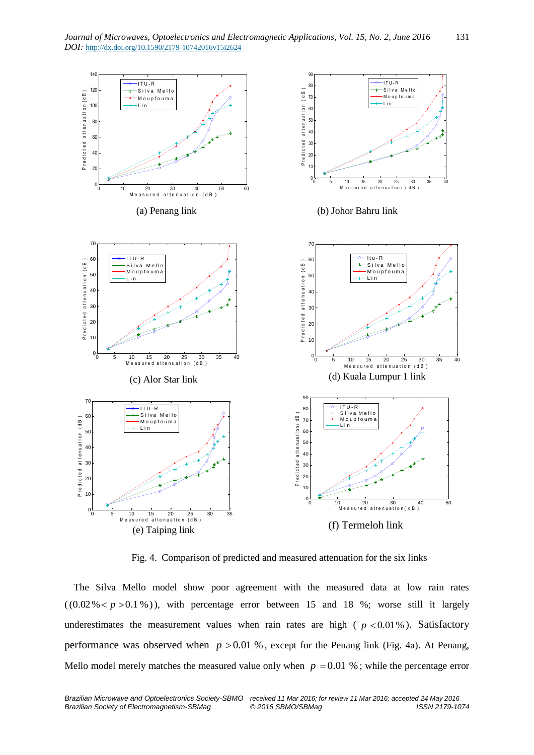(a) Penang link

(b) Johor Bahru link

(c) Alor Star link

(d) Kuala Lumpur 1 link

(e) Taiping link

(f) Termeloh link

Fig. 4. Comparison of predicted and measured attenuation for the six links

The Silva Mello model show poor agreement with the measured data at low rain rates ($(0.02\% < p > 0.1\%)$), with percentage error between 15 and 18 %; worse still it largely underestimates the measurement values when rain rates are high ( $p < 0.01\%$). Satisfactory performance was observed when $p > 0.01$ %, except for the Penang link (Fig. 4a). At Penang, Mello model merely matches the measured value only when $p = 0.01$ %; while the percentage error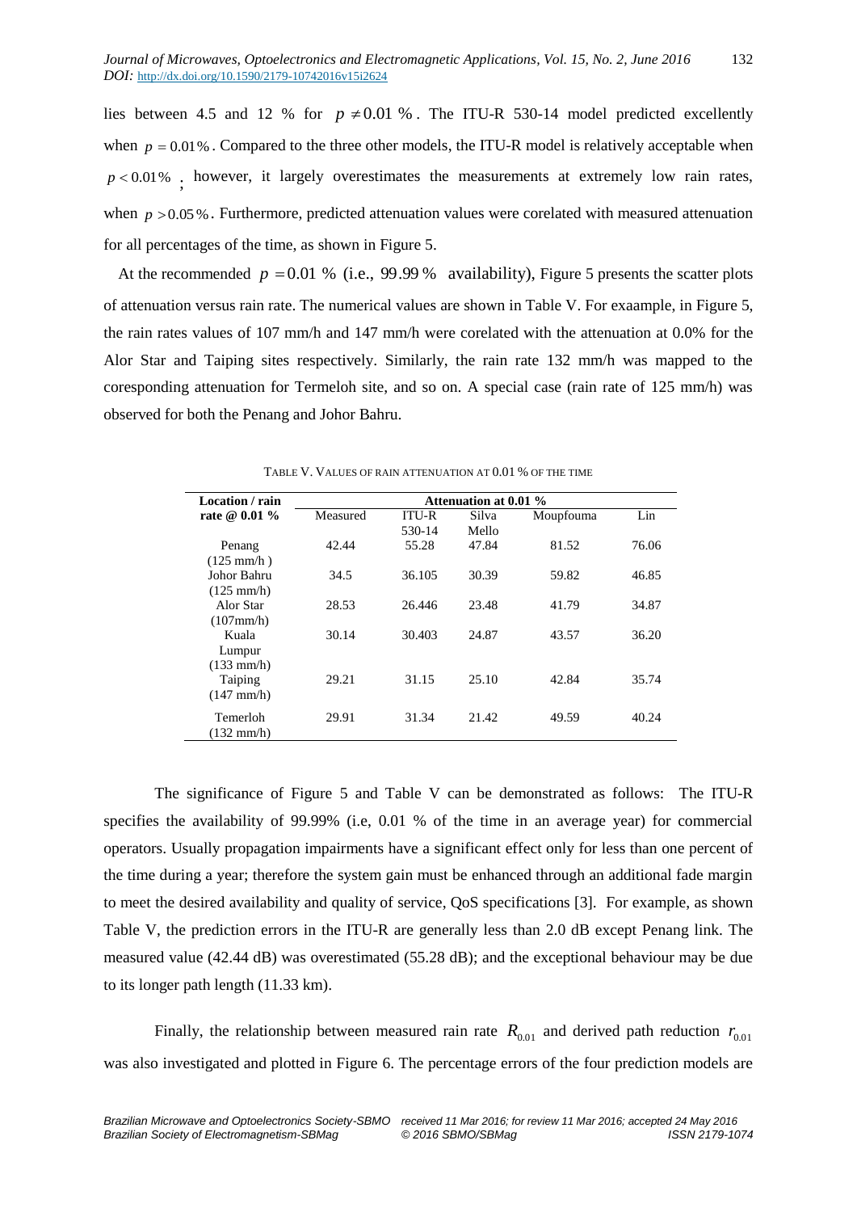lies between 4.5 and 12 % for $p \neq 0.01$ %. The ITU-R 530-14 model predicted excellently when $p = 0.01\%$. Compared to the three other models, the ITU-R model is relatively acceptable when $p < 0.01\%$ ; however, it largely overestimates the measurements at extremely low rain rates, when $p > 0.05\%$. Furthermore, predicted attenuation values were corelated with measured attenuation for all percentages of the time, as shown in Figure 5.

At the recommended $p = 0.01$ % (i.e., 99.99 % availability), Figure 5 presents the scatter plots of attenuation versus rain rate. The numerical values are shown in Table V. For exaample, in Figure 5, the rain rates values of 107 mm/h and 147 mm/h were corelated with the attenuation at 0.0% for the Alor Star and Taiping sites respectively. Similarly, the rain rate 132 mm/h was mapped to the coresponding attenuation for Termeloh site, and so on. A special case (rain rate of 125 mm/h) was observed for both the Penang and Johor Bahru.

TABLE V. VALUES OF RAIN ATTENUATION AT 0.01 % OF THE TIME

| Location / rain rate @ 0.01 % | Attenuation at 0.01 % | | | | |
|---|---|---|---|---|---|
| | Measured | ITU-R 530-14 | Silva Mello | Moupfouma | Lin |
| Penang (125 mm/h ) | 42.44 | 55.28 | 47.84 | 81.52 | 76.06 |
| Johor Bahru (125 mm/h) | 34.5 | 36.105 | 30.39 | 59.82 | 46.85 |
| Alor Star (107mm/h) | 28.53 | 26.446 | 23.48 | 41.79 | 34.87 |
| Kuala Lumpur (133 mm/h) | 30.14 | 30.403 | 24.87 | 43.57 | 36.20 |
| Taiping (147 mm/h) | 29.21 | 31.15 | 25.10 | 42.84 | 35.74 |
| Temerloh (132 mm/h) | 29.91 | 31.34 | 21.42 | 49.59 | 40.24 |

The significance of Figure 5 and Table V can be demonstrated as follows: The ITU-R specifies the availability of 99.99% (i.e, 0.01 % of the time in an average year) for commercial operators. Usually propagation impairments have a significant effect only for less than one percent of the time during a year; therefore the system gain must be enhanced through an additional fade margin to meet the desired availability and quality of service, QoS specifications [3]. For example, as shown Table V, the prediction errors in the ITU-R are generally less than 2.0 dB except Penang link. The measured value (42.44 dB) was overestimated (55.28 dB); and the exceptional behaviour may be due to its longer path length (11.33 km).

Finally, the relationship between measured rain rate $R_{0.01}$ and derived path reduction $r_{0.01}$ was also investigated and plotted in Figure 6. The percentage errors of the four prediction models are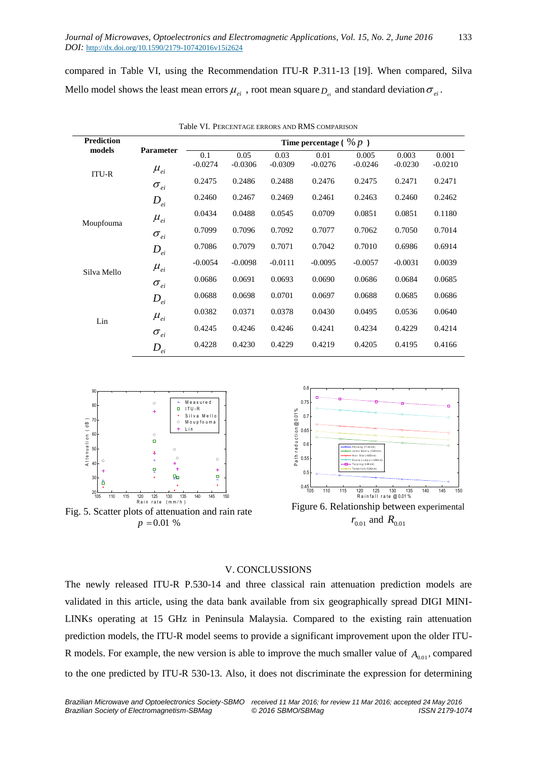compared in Table VI, using the Recommendation ITU-R P.311-13 [19]. When compared, Silva Mello model shows the least mean errors $\mu_{ei}$ , root mean square $D_{ei}$ and standard deviation $\sigma_{ei}$.

Table VI. PERCENTAGE ERRORS AND RMS COMPARISON

| Prediction models | Parameter | Time percentage ( $\% p$ ) | | | | | | |
|---|---|---|---|---|---|---|---|---|
| | | 0.1 | 0.05 | 0.03 | 0.01 | 0.005 | 0.003 | 0.001 |
| ITU-R | $\mu_{ei}$ | -0.0274 | -0.0306 | -0.0309 | -0.0276 | -0.0246 | -0.0230 | -0.0210 |
| | $\sigma_{ei}$ | 0.2475 | 0.2486 | 0.2488 | 0.2476 | 0.2475 | 0.2471 | 0.2471 |
| | $D_{ei}$ | 0.2460 | 0.2467 | 0.2469 | 0.2461 | 0.2463 | 0.2460 | 0.2462 |
| Moupfouma | $\mu_{ei}$ | 0.0434 | 0.0488 | 0.0545 | 0.0709 | 0.0851 | 0.0851 | 0.1180 |
| | $\sigma_{ei}$ | 0.7099 | 0.7096 | 0.7092 | 0.7077 | 0.7062 | 0.7050 | 0.7014 |
| | $D_{ei}$ | 0.7086 | 0.7079 | 0.7071 | 0.7042 | 0.7010 | 0.6986 | 0.6914 |
| Silva Mello | $\mu_{ei}$ | -0.0054 | -0.0098 | -0.0111 | -0.0095 | -0.0057 | -0.0031 | 0.0039 |
| | $\sigma_{ei}$ | 0.0686 | 0.0691 | 0.0693 | 0.0690 | 0.0686 | 0.0684 | 0.0685 |
| | $D_{ei}$ | 0.0688 | 0.0698 | 0.0701 | 0.0697 | 0.0688 | 0.0685 | 0.0686 |
| Lin | $\mu_{ei}$ | 0.0382 | 0.0371 | 0.0378 | 0.0430 | 0.0495 | 0.0536 | 0.0640 |
| | $\sigma_{ei}$ | 0.4245 | 0.4246 | 0.4246 | 0.4241 | 0.4234 | 0.4229 | 0.4214 |
| | $D_{ei}$ | 0.4228 | 0.4230 | 0.4229 | 0.4219 | 0.4205 | 0.4195 | 0.4166 |

Fig. 5. Scatter plots of attenuation and rain rate $p = 0.01$ %

Figure 6. Relationship between experimental $r_{0.01}$ and $R_{0.01}$

## V. CONCLUSSIONS

The newly released ITU-R P.530-14 and three classical rain attenuation prediction models are validated in this article, using the data bank available from six geographically spread DIGI MINI-LINKs operating at 15 GHz in Peninsula Malaysia. Compared to the existing rain attenuation prediction models, the ITU-R model seems to provide a significant improvement upon the older ITU-R models. For example, the new version is able to improve the much smaller value of $A_{0.01}$, compared to the one predicted by ITU-R 530-13. Also, it does not discriminate the expression for determining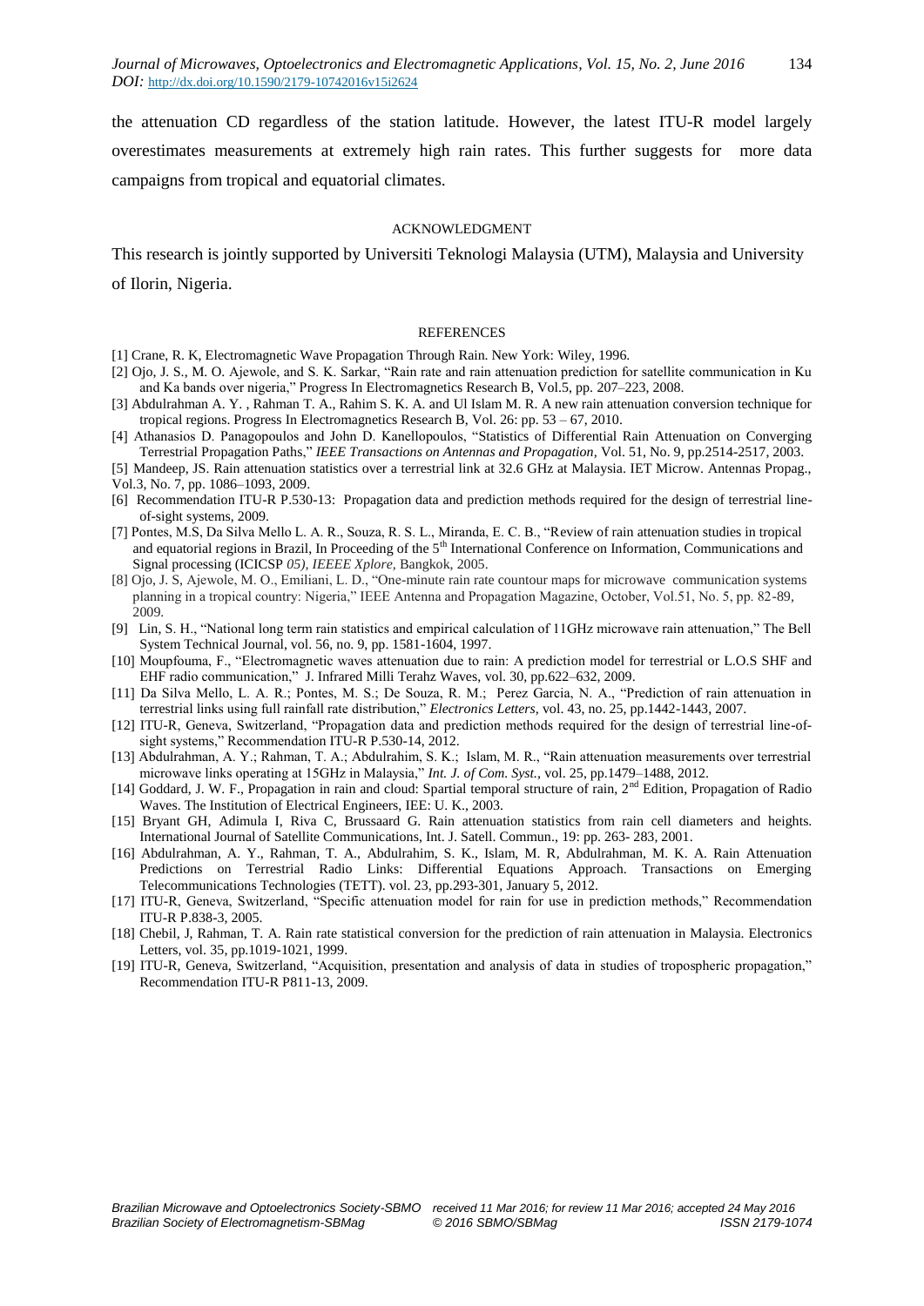the attenuation CD regardless of the station latitude. However, the latest ITU-R model largely overestimates measurements at extremely high rain rates. This further suggests for more data campaigns from tropical and equatorial climates.

## ACKNOWLEDGMENT

This research is jointly supported by Universiti Teknologi Malaysia (UTM), Malaysia and University of Ilorin, Nigeria.

## REFERENCES

[1] Crane, R. K, Electromagnetic Wave Propagation Through Rain. New York: Wiley, 1996.

[2] Ojo, J. S., M. O. Ajewole, and S. K. Sarkar, "Rain rate and rain attenuation prediction for satellite communication in Ku and Ka bands over nigeria," Progress In Electromagnetics Research B, Vol.5, pp. 207–223, 2008.

[3] Abdulrahman A. Y. , Rahman T. A., Rahim S. K. A. and Ul Islam M. R. A new rain attenuation conversion technique for tropical regions. Progress In Electromagnetics Research B, Vol. 26: pp. 53 – 67, 2010.

[4] Athanasios D. Panagopoulos and John D. Kanellopoulos, "Statistics of Differential Rain Attenuation on Converging Terrestrial Propagation Paths," *IEEE Transactions on Antennas and Propagation,* Vol. 51, No. 9, pp.2514-2517, 2003.

[5] Mandeep, JS. Rain attenuation statistics over a terrestrial link at 32.6 GHz at Malaysia. IET Microw. Antennas Propag., Vol.3, No. 7, pp. 1086–1093, 2009.

[6] Recommendation ITU-R P.530-13: Propagation data and prediction methods required for the design of terrestrial line-of-sight systems, 2009.

[7] Pontes, M.S, Da Silva Mello L. A. R., Souza, R. S. L., Miranda, E. C. B., "Review of rain attenuation studies in tropical and equatorial regions in Brazil, In Proceeding of the 5th International Conference on Information, Communications and Signal processing (ICICSP *05), IEEEE Xplore,* Bangkok, 2005.

[8] Ojo, J. S, Ajewole, M. O., Emiliani, L. D., "One-minute rain rate countour maps for microwave communication systems planning in a tropical country: Nigeria," IEEE Antenna and Propagation Magazine, October, Vol.51, No. 5, pp. 82-89, 2009.

[9] Lin, S. H., "National long term rain statistics and empirical calculation of 11GHz microwave rain attenuation," The Bell System Technical Journal, vol. 56, no. 9, pp. 1581-1604, 1997.

[10] Moupfouma, F., "Electromagnetic waves attenuation due to rain: A prediction model for terrestrial or L.O.S SHF and EHF radio communication," J. Infrared Milli Terahz Waves, vol. 30, pp.622–632, 2009.

[11] Da Silva Mello, L. A. R.; Pontes, M. S.; De Souza, R. M.; Perez Garcia, N. A., "Prediction of rain attenuation in terrestrial links using full rainfall rate distribution," *Electronics Letters,* vol. 43, no. 25, pp.1442-1443, 2007.

[12] ITU-R, Geneva, Switzerland, "Propagation data and prediction methods required for the design of terrestrial line-of-sight systems," Recommendation ITU-R P.530-14, 2012.

[13] Abdulrahman, A. Y.; Rahman, T. A.; Abdulrahim, S. K.; Islam, M. R., "Rain attenuation measurements over terrestrial microwave links operating at 15GHz in Malaysia," *Int. J. of Com. Syst.,* vol. 25, pp.1479–1488, 2012.

[14] Goddard, J. W. F., Propagation in rain and cloud: Spartial temporal structure of rain, 2nd Edition, Propagation of Radio Waves. The Institution of Electrical Engineers, IEE: U. K., 2003.

[15] Bryant GH, Adimula I, Riva C, Brussaard G. Rain attenuation statistics from rain cell diameters and heights. International Journal of Satellite Communications, Int. J. Satell. Commun., 19: pp. 263- 283, 2001.

[16] Abdulrahman, A. Y., Rahman, T. A., Abdulrahim, S. K., Islam, M. R, Abdulrahman, M. K. A. Rain Attenuation Predictions on Terrestrial Radio Links: Differential Equations Approach. Transactions on Emerging Telecommunications Technologies (TETT). vol. 23, pp.293-301, January 5, 2012.

[17] ITU-R, Geneva, Switzerland, "Specific attenuation model for rain for use in prediction methods," Recommendation ITU-R P.838-3, 2005.

[18] Chebil, J, Rahman, T. A. Rain rate statistical conversion for the prediction of rain attenuation in Malaysia. Electronics Letters, vol. 35, pp.1019-1021, 1999.

[19] ITU-R, Geneva, Switzerland, "Acquisition, presentation and analysis of data in studies of tropospheric propagation," Recommendation ITU-R P811-13, 2009.